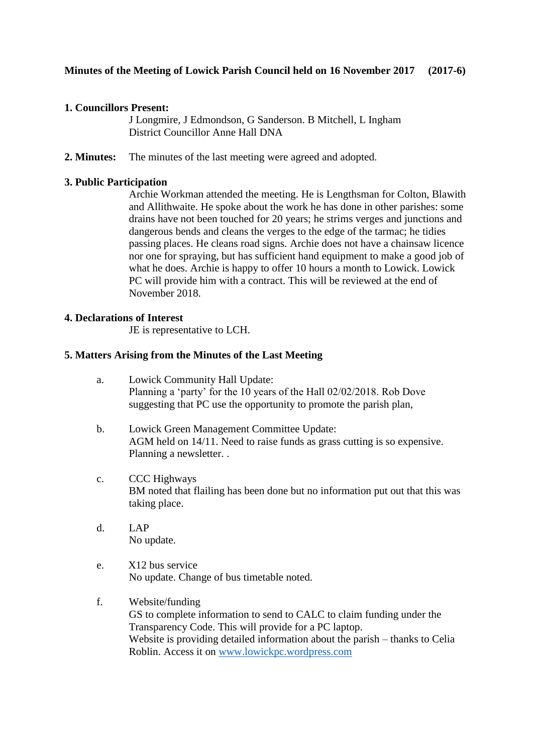**Minutes of the Meeting of Lowick Parish Council held on 16 November 2017 (2017-6)**

**1. Councillors Present:**

J Longmire, J Edmondson, G Sanderson. B Mitchell, L Ingham
District Councillor Anne Hall DNA

**2. Minutes:** The minutes of the last meeting were agreed and adopted.

**3. Public Participation**

Archie Workman attended the meeting. He is Lengthsman for Colton, Blawith and Allithwaite. He spoke about the work he has done in other parishes: some drains have not been touched for 20 years; he strims verges and junctions and dangerous bends and cleans the verges to the edge of the tarmac; he tidies passing places. He cleans road signs. Archie does not have a chainsaw licence nor one for spraying, but has sufficient hand equipment to make a good job of what he does. Archie is happy to offer 10 hours a month to Lowick. Lowick PC will provide him with a contract. This will be reviewed at the end of November 2018.

**4. Declarations of Interest**

JE is representative to LCH.

**5. Matters Arising from the Minutes of the Last Meeting**

a. Lowick Community Hall Update:
Planning a 'party' for the 10 years of the Hall 02/02/2018. Rob Dove suggesting that PC use the opportunity to promote the parish plan,

b. Lowick Green Management Committee Update:
AGM held on 14/11. Need to raise funds as grass cutting is so expensive. Planning a newsletter. .

c. CCC Highways
BM noted that flailing has been done but no information put out that this was taking place.

d. LAP
No update.

e. X12 bus service
No update. Change of bus timetable noted.

f. Website/funding
GS to complete information to send to CALC to claim funding under the Transparency Code. This will provide for a PC laptop.
Website is providing detailed information about the parish – thanks to Celia Roblin. Access it on [www.lowickpc.wordpress.com](http://www.lowickpc.wordpress.com)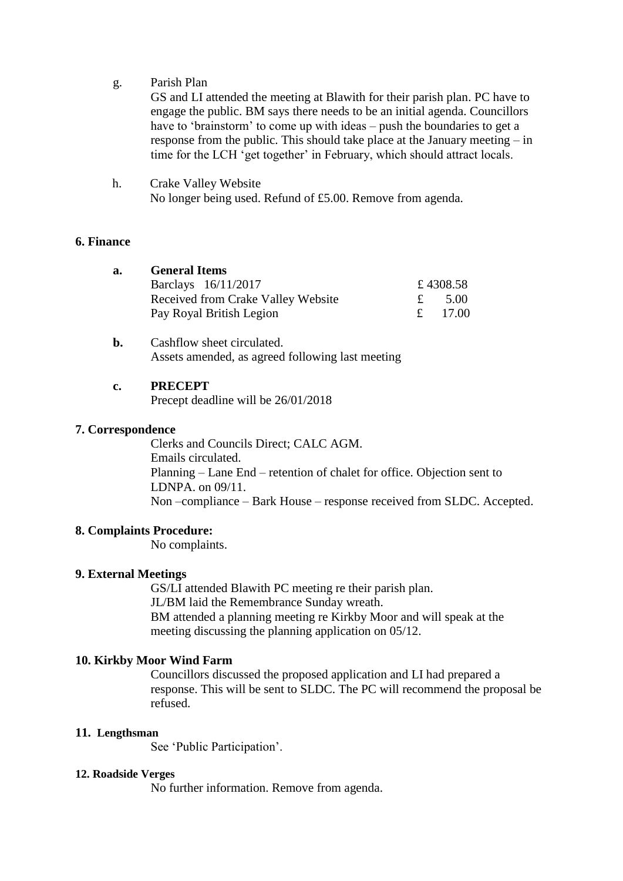g. Parish Plan

GS and LI attended the meeting at Blawith for their parish plan. PC have to engage the public. BM says there needs to be an initial agenda. Councillors have to 'brainstorm' to come up with ideas – push the boundaries to get a response from the public. This should take place at the January meeting – in time for the LCH 'get together' in February, which should attract locals.

h. Crake Valley Website

No longer being used. Refund of £5.00. Remove from agenda.

## 6. Finance

**a. General Items**

| | |
|---|---|
| Barclays 16/11/2017 | £ 4308.58 |
| Received from Crake Valley Website | £ 5.00 |
| Pay Royal British Legion | £ 17.00 |

**b.** Cashflow sheet circulated.
Assets amended, as agreed following last meeting

**c. PRECEPT**

Precept deadline will be 26/01/2018

## 7. Correspondence

Clerks and Councils Direct; CALC AGM.
Emails circulated.
Planning – Lane End – retention of chalet for office. Objection sent to LDNPA. on 09/11.
Non –compliance – Bark House – response received from SLDC. Accepted.

## 8. Complaints Procedure:

No complaints.

## 9. External Meetings

GS/LI attended Blawith PC meeting re their parish plan.
JL/BM laid the Remembrance Sunday wreath.
BM attended a planning meeting re Kirkby Moor and will speak at the meeting discussing the planning application on 05/12.

## 10. Kirkby Moor Wind Farm

Councillors discussed the proposed application and LI had prepared a response. This will be sent to SLDC. The PC will recommend the proposal be refused.

## 11. Lengthsman

See 'Public Participation'.

## 12. Roadside Verges

No further information. Remove from agenda.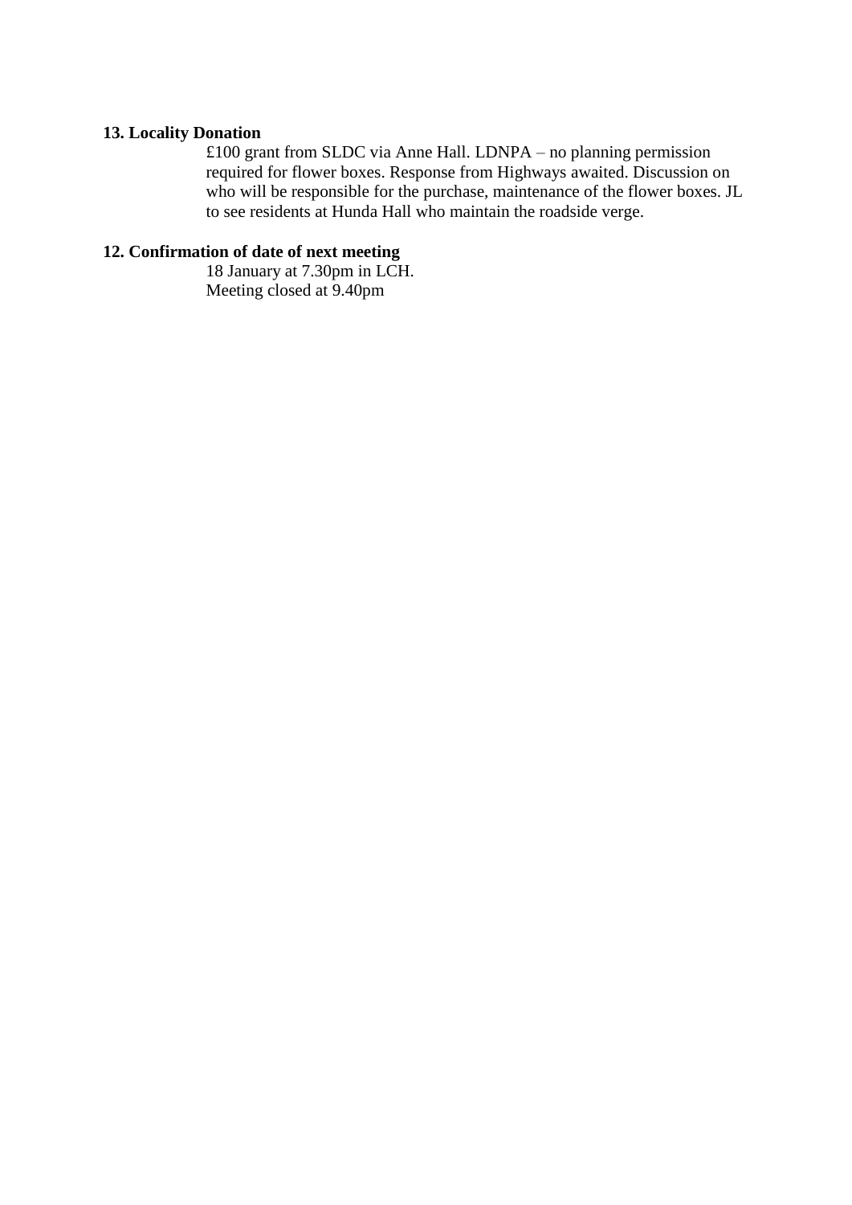**13. Locality Donation**

£100 grant from SLDC via Anne Hall. LDNPA – no planning permission required for flower boxes. Response from Highways awaited. Discussion on who will be responsible for the purchase, maintenance of the flower boxes. JL to see residents at Hunda Hall who maintain the roadside verge.

**12. Confirmation of date of next meeting**

18 January at 7.30pm in LCH.
Meeting closed at 9.40pm